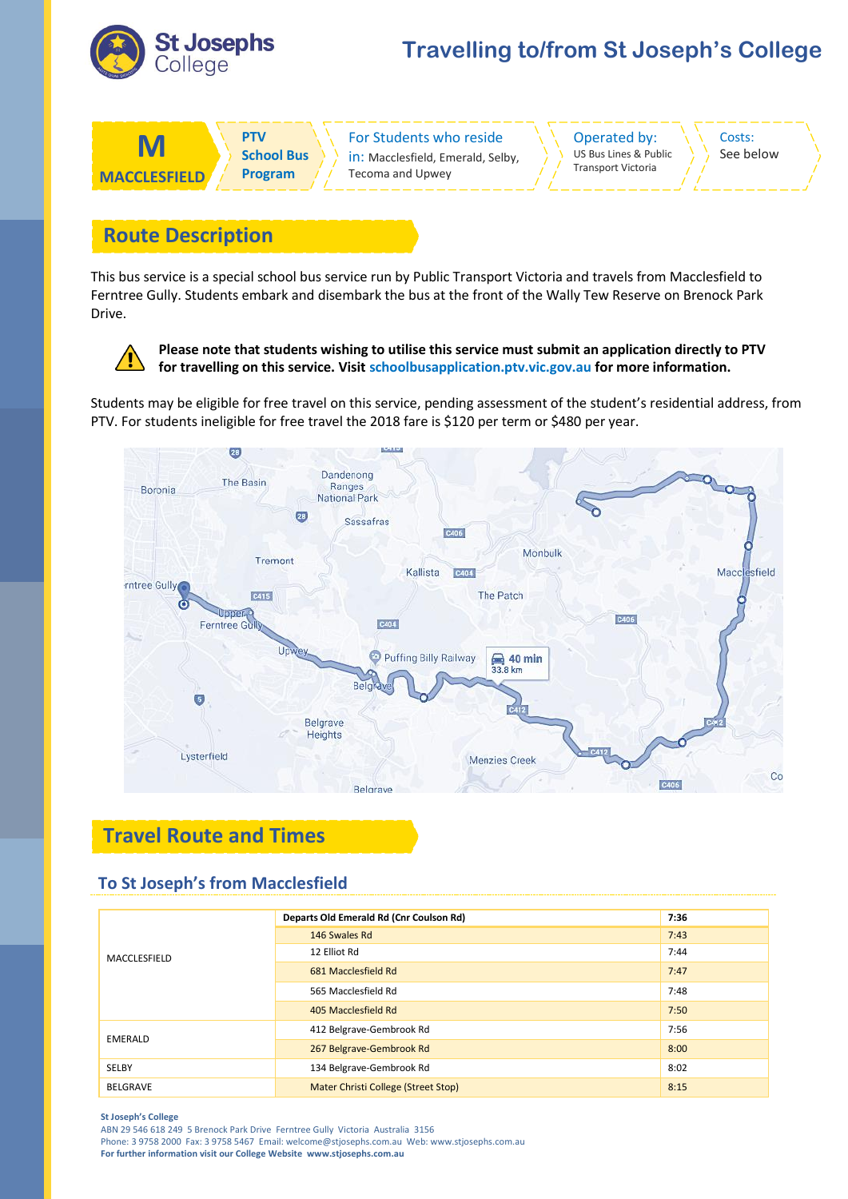# Travelling to/from St Joseph's College

**M MACCLESFIELD** | **PTV School Bus Program** | For Students who reside in: Macclesfield, Emerald, Selby, Tecoma and Upwey | Operated by: US Bus Lines & Public Transport Victoria | Costs: See below

## Route Description

This bus service is a special school bus service run by Public Transport Victoria and travels from Macclesfield to Ferntree Gully. Students embark and disembark the bus at the front of the Wally Tew Reserve on Brenock Park Drive.

**Please note that students wishing to utilise this service must submit an application directly to PTV for travelling on this service. Visit schoolbusapplication.ptv.vic.gov.au for more information.**

Students may be eligible for free travel on this service, pending assessment of the student's residential address, from PTV. For students ineligible for free travel the 2018 fare is $120 per term or $480 per year.

## Travel Route and Times

### To St Joseph's from Macclesfield

| | Departs Old Emerald Rd (Cnr Coulson Rd) | 7:36 |
|---|---|---|
| MACCLESFIELD | 146 Swales Rd | 7:43 |
| | 12 Elliot Rd | 7:44 |
| | 681 Macclesfield Rd | 7:47 |
| | 565 Macclesfield Rd | 7:48 |
| | 405 Macclesfield Rd | 7:50 |
| EMERALD | 412 Belgrave-Gembrook Rd | 7:56 |
| | 267 Belgrave-Gembrook Rd | 8:00 |
| SELBY | 134 Belgrave-Gembrook Rd | 8:02 |
| BELGRAVE | Mater Christi College (Street Stop) | 8:15 |

**St Joseph's College**
ABN 29 546 618 249 5 Brenock Park Drive Ferntree Gully Victoria Australia 3156
Phone: 3 9758 2000 Fax: 3 9758 5467 Email: welcome@stjosephs.com.au Web: www.stjosephs.com.au
**For further information visit our College Website www.stjosephs.com.au**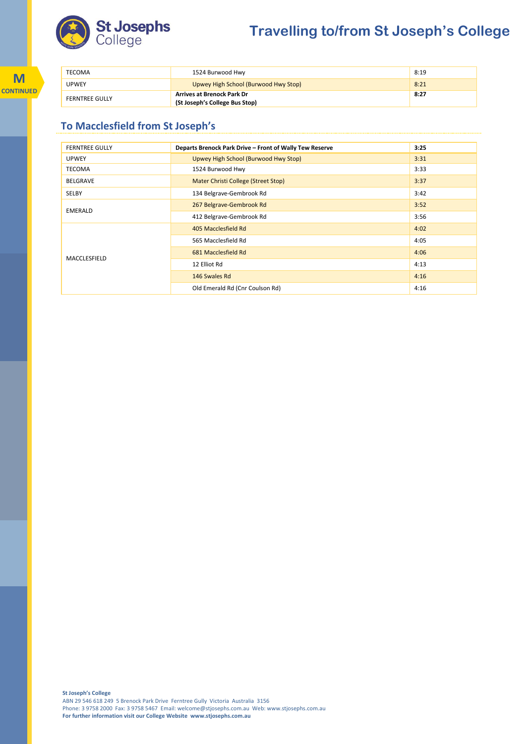# Travelling to/from St Joseph's College

**M CONTINUED**

| | | |
|---|---|---|
| TECOMA | 1524 Burwood Hwy | 8:19 |
| UPWEY | Upwey High School (Burwood Hwy Stop) | 8:21 |
| FERNTREE GULLY | **Arrives at Brenock Park Dr (St Joseph's College Bus Stop)** | **8:27** |

## To Macclesfield from St Joseph's

| | | |
|---|---|---|
| FERNTREE GULLY | **Departs Brenock Park Drive – Front of Wally Tew Reserve** | **3:25** |
| UPWEY | Upwey High School (Burwood Hwy Stop) | 3:31 |
| TECOMA | 1524 Burwood Hwy | 3:33 |
| BELGRAVE | Mater Christi College (Street Stop) | 3:37 |
| SELBY | 134 Belgrave-Gembrook Rd | 3:42 |
| EMERALD | 267 Belgrave-Gembrook Rd | 3:52 |
| | 412 Belgrave-Gembrook Rd | 3:56 |
| MACCLESFIELD | 405 Macclesfield Rd | 4:02 |
| | 565 Macclesfield Rd | 4:05 |
| | 681 Macclesfield Rd | 4:06 |
| | 12 Elliot Rd | 4:13 |
| | 146 Swales Rd | 4:16 |
| | Old Emerald Rd (Cnr Coulson Rd) | 4:16 |

**St Joseph's College**
ABN 29 546 618 249 5 Brenock Park Drive Ferntree Gully Victoria Australia 3156
Phone: 3 9758 2000 Fax: 3 9758 5467 Email: welcome@stjosephs.com.au Web: www.stjosephs.com.au
**For further information visit our College Website www.stjosephs.com.au**